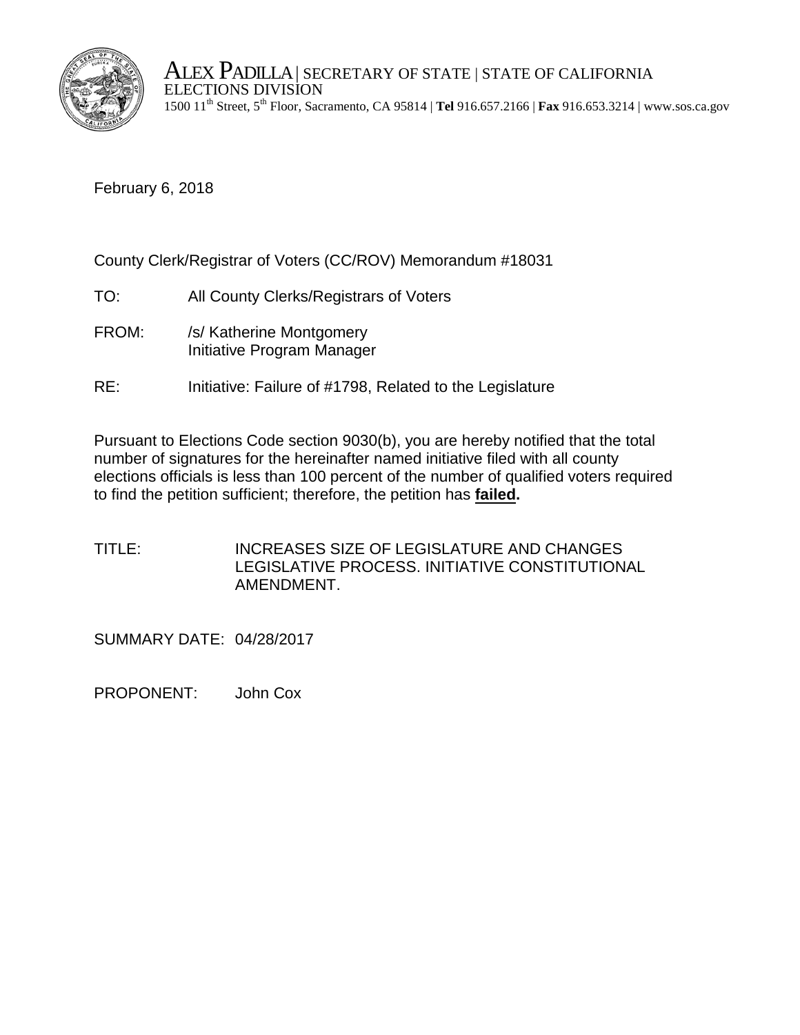ALEX PADILLA | SECRETARY OF STATE | STATE OF CALIFORNIA
ELECTIONS DIVISION
1500 11th Street, 5th Floor, Sacramento, CA 95814 | **Tel** 916.657.2166 | **Fax** 916.653.3214 | www.sos.ca.gov

February 6, 2018

County Clerk/Registrar of Voters (CC/ROV) Memorandum #18031

TO: All County Clerks/Registrars of Voters

FROM: /s/ Katherine Montgomery
Initiative Program Manager

RE: Initiative: Failure of #1798, Related to the Legislature

Pursuant to Elections Code section 9030(b), you are hereby notified that the total number of signatures for the hereinafter named initiative filed with all county elections officials is less than 100 percent of the number of qualified voters required to find the petition sufficient; therefore, the petition has **failed.**

TITLE: INCREASES SIZE OF LEGISLATURE AND CHANGES LEGISLATIVE PROCESS. INITIATIVE CONSTITUTIONAL AMENDMENT.

SUMMARY DATE: 04/28/2017

PROPONENT: John Cox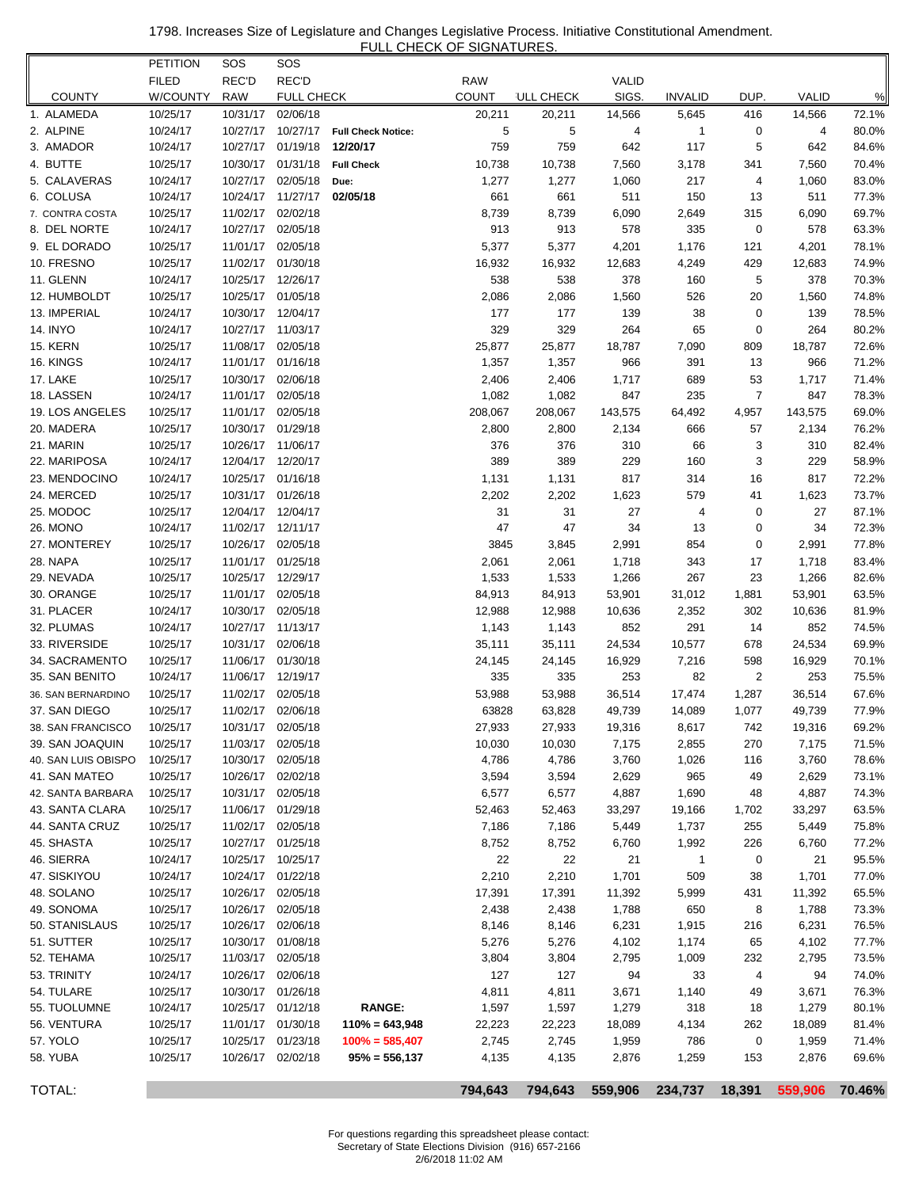1798. Increases Size of Legislature and Changes Legislative Process. Initiative Constitutional Amendment.
FULL CHECK OF SIGNATURES.

| COUNTY | PETITION FILED W/COUNTY | SOS REC'D RAW | SOS REC'D FULL CHECK | | RAW COUNT | FULL CHECK | VALID SIGS. | INVALID | DUP. | VALID | % |
|---|---|---|---|---|---|---|---|---|---|---|---|
| 1. ALAMEDA | 10/25/17 | 10/31/17 | 02/06/18 | | 20,211 | 20,211 | 14,566 | 5,645 | 416 | 14,566 | 72.1% |
| 2. ALPINE | 10/24/17 | 10/27/17 | 10/27/17 | **Full Check Notice:** | 5 | 5 | 4 | 1 | 0 | 4 | 80.0% |
| 3. AMADOR | 10/24/17 | 10/27/17 | 01/19/18 | **12/20/17** | 759 | 759 | 642 | 117 | 5 | 642 | 84.6% |
| 4. BUTTE | 10/25/17 | 10/30/17 | 01/31/18 | **Full Check** | 10,738 | 10,738 | 7,560 | 3,178 | 341 | 7,560 | 70.4% |
| 5. CALAVERAS | 10/24/17 | 10/27/17 | 02/05/18 | **Due:** | 1,277 | 1,277 | 1,060 | 217 | 4 | 1,060 | 83.0% |
| 6. COLUSA | 10/24/17 | 10/24/17 | 11/27/17 | **02/05/18** | 661 | 661 | 511 | 150 | 13 | 511 | 77.3% |
| 7. CONTRA COSTA | 10/25/17 | 11/02/17 | 02/02/18 | | 8,739 | 8,739 | 6,090 | 2,649 | 315 | 6,090 | 69.7% |
| 8. DEL NORTE | 10/24/17 | 10/27/17 | 02/05/18 | | 913 | 913 | 578 | 335 | 0 | 578 | 63.3% |
| 9. EL DORADO | 10/25/17 | 11/01/17 | 02/05/18 | | 5,377 | 5,377 | 4,201 | 1,176 | 121 | 4,201 | 78.1% |
| 10. FRESNO | 10/25/17 | 11/02/17 | 01/30/18 | | 16,932 | 16,932 | 12,683 | 4,249 | 429 | 12,683 | 74.9% |
| 11. GLENN | 10/24/17 | 10/25/17 | 12/26/17 | | 538 | 538 | 378 | 160 | 5 | 378 | 70.3% |
| 12. HUMBOLDT | 10/25/17 | 10/25/17 | 01/05/18 | | 2,086 | 2,086 | 1,560 | 526 | 20 | 1,560 | 74.8% |
| 13. IMPERIAL | 10/24/17 | 10/30/17 | 12/04/17 | | 177 | 177 | 139 | 38 | 0 | 139 | 78.5% |
| 14. INYO | 10/24/17 | 10/27/17 | 11/03/17 | | 329 | 329 | 264 | 65 | 0 | 264 | 80.2% |
| 15. KERN | 10/25/17 | 11/08/17 | 02/05/18 | | 25,877 | 25,877 | 18,787 | 7,090 | 809 | 18,787 | 72.6% |
| 16. KINGS | 10/24/17 | 11/01/17 | 01/16/18 | | 1,357 | 1,357 | 966 | 391 | 13 | 966 | 71.2% |
| 17. LAKE | 10/25/17 | 10/30/17 | 02/06/18 | | 2,406 | 2,406 | 1,717 | 689 | 53 | 1,717 | 71.4% |
| 18. LASSEN | 10/24/17 | 11/01/17 | 02/05/18 | | 1,082 | 1,082 | 847 | 235 | 7 | 847 | 78.3% |
| 19. LOS ANGELES | 10/25/17 | 11/01/17 | 02/05/18 | | 208,067 | 208,067 | 143,575 | 64,492 | 4,957 | 143,575 | 69.0% |
| 20. MADERA | 10/25/17 | 10/30/17 | 01/29/18 | | 2,800 | 2,800 | 2,134 | 666 | 57 | 2,134 | 76.2% |
| 21. MARIN | 10/25/17 | 10/26/17 | 11/06/17 | | 376 | 376 | 310 | 66 | 3 | 310 | 82.4% |
| 22. MARIPOSA | 10/24/17 | 12/04/17 | 12/20/17 | | 389 | 389 | 229 | 160 | 3 | 229 | 58.9% |
| 23. MENDOCINO | 10/24/17 | 10/25/17 | 01/16/18 | | 1,131 | 1,131 | 817 | 314 | 16 | 817 | 72.2% |
| 24. MERCED | 10/25/17 | 10/31/17 | 01/26/18 | | 2,202 | 2,202 | 1,623 | 579 | 41 | 1,623 | 73.7% |
| 25. MODOC | 10/25/17 | 12/04/17 | 12/04/17 | | 31 | 31 | 27 | 4 | 0 | 27 | 87.1% |
| 26. MONO | 10/24/17 | 11/02/17 | 12/11/17 | | 47 | 47 | 34 | 13 | 0 | 34 | 72.3% |
| 27. MONTEREY | 10/25/17 | 10/26/17 | 02/05/18 | | 3845 | 3,845 | 2,991 | 854 | 0 | 2,991 | 77.8% |
| 28. NAPA | 10/25/17 | 11/01/17 | 01/25/18 | | 2,061 | 2,061 | 1,718 | 343 | 17 | 1,718 | 83.4% |
| 29. NEVADA | 10/25/17 | 10/25/17 | 12/29/17 | | 1,533 | 1,533 | 1,266 | 267 | 23 | 1,266 | 82.6% |
| 30. ORANGE | 10/25/17 | 11/01/17 | 02/05/18 | | 84,913 | 84,913 | 53,901 | 31,012 | 1,881 | 53,901 | 63.5% |
| 31. PLACER | 10/24/17 | 10/30/17 | 02/05/18 | | 12,988 | 12,988 | 10,636 | 2,352 | 302 | 10,636 | 81.9% |
| 32. PLUMAS | 10/24/17 | 10/27/17 | 11/13/17 | | 1,143 | 1,143 | 852 | 291 | 14 | 852 | 74.5% |
| 33. RIVERSIDE | 10/25/17 | 10/31/17 | 02/06/18 | | 35,111 | 35,111 | 24,534 | 10,577 | 678 | 24,534 | 69.9% |
| 34. SACRAMENTO | 10/25/17 | 11/06/17 | 01/30/18 | | 24,145 | 24,145 | 16,929 | 7,216 | 598 | 16,929 | 70.1% |
| 35. SAN BENITO | 10/24/17 | 11/06/17 | 12/19/17 | | 335 | 335 | 253 | 82 | 2 | 253 | 75.5% |
| 36. SAN BERNARDINO | 10/25/17 | 11/02/17 | 02/05/18 | | 53,988 | 53,988 | 36,514 | 17,474 | 1,287 | 36,514 | 67.6% |
| 37. SAN DIEGO | 10/25/17 | 11/02/17 | 02/06/18 | | 63828 | 63,828 | 49,739 | 14,089 | 1,077 | 49,739 | 77.9% |
| 38. SAN FRANCISCO | 10/25/17 | 10/31/17 | 02/05/18 | | 27,933 | 27,933 | 19,316 | 8,617 | 742 | 19,316 | 69.2% |
| 39. SAN JOAQUIN | 10/25/17 | 11/03/17 | 02/05/18 | | 10,030 | 10,030 | 7,175 | 2,855 | 270 | 7,175 | 71.5% |
| 40. SAN LUIS OBISPO | 10/25/17 | 10/30/17 | 02/05/18 | | 4,786 | 4,786 | 3,760 | 1,026 | 116 | 3,760 | 78.6% |
| 41. SAN MATEO | 10/25/17 | 10/26/17 | 02/02/18 | | 3,594 | 3,594 | 2,629 | 965 | 49 | 2,629 | 73.1% |
| 42. SANTA BARBARA | 10/25/17 | 10/31/17 | 02/05/18 | | 6,577 | 6,577 | 4,887 | 1,690 | 48 | 4,887 | 74.3% |
| 43. SANTA CLARA | 10/25/17 | 11/06/17 | 01/29/18 | | 52,463 | 52,463 | 33,297 | 19,166 | 1,702 | 33,297 | 63.5% |
| 44. SANTA CRUZ | 10/25/17 | 11/02/17 | 02/05/18 | | 7,186 | 7,186 | 5,449 | 1,737 | 255 | 5,449 | 75.8% |
| 45. SHASTA | 10/25/17 | 10/27/17 | 01/25/18 | | 8,752 | 8,752 | 6,760 | 1,992 | 226 | 6,760 | 77.2% |
| 46. SIERRA | 10/24/17 | 10/25/17 | 10/25/17 | | 22 | 22 | 21 | 1 | 0 | 21 | 95.5% |
| 47. SISKIYOU | 10/24/17 | 10/24/17 | 01/22/18 | | 2,210 | 2,210 | 1,701 | 509 | 38 | 1,701 | 77.0% |
| 48. SOLANO | 10/25/17 | 10/26/17 | 02/05/18 | | 17,391 | 17,391 | 11,392 | 5,999 | 431 | 11,392 | 65.5% |
| 49. SONOMA | 10/25/17 | 10/26/17 | 02/05/18 | | 2,438 | 2,438 | 1,788 | 650 | 8 | 1,788 | 73.3% |
| 50. STANISLAUS | 10/25/17 | 10/26/17 | 02/06/18 | | 8,146 | 8,146 | 6,231 | 1,915 | 216 | 6,231 | 76.5% |
| 51. SUTTER | 10/25/17 | 10/30/17 | 01/08/18 | | 5,276 | 5,276 | 4,102 | 1,174 | 65 | 4,102 | 77.7% |
| 52. TEHAMA | 10/25/17 | 11/03/17 | 02/05/18 | | 3,804 | 3,804 | 2,795 | 1,009 | 232 | 2,795 | 73.5% |
| 53. TRINITY | 10/24/17 | 10/26/17 | 02/06/18 | | 127 | 127 | 94 | 33 | 4 | 94 | 74.0% |
| 54. TULARE | 10/25/17 | 10/30/17 | 01/26/18 | | 4,811 | 4,811 | 3,671 | 1,140 | 49 | 3,671 | 76.3% |
| 55. TUOLUMNE | 10/24/17 | 10/25/17 | 01/12/18 | **RANGE:** | 1,597 | 1,597 | 1,279 | 318 | 18 | 1,279 | 80.1% |
| 56. VENTURA | 10/25/17 | 11/01/17 | 01/30/18 | **110% = 643,948** | 22,223 | 22,223 | 18,089 | 4,134 | 262 | 18,089 | 81.4% |
| 57. YOLO | 10/25/17 | 10/25/17 | 01/23/18 | **100% = 585,407** | 2,745 | 2,745 | 1,959 | 786 | 0 | 1,959 | 71.4% |
| 58. YUBA | 10/25/17 | 10/26/17 | 02/02/18 | **95% = 556,137** | 4,135 | 4,135 | 2,876 | 1,259 | 153 | 2,876 | 69.6% |
| TOTAL: | | | | | **794,643** | **794,643** | **559,906** | **234,737** | **18,391** | **559,906** | **70.46%** |

For questions regarding this spreadsheet please contact:
Secretary of State Elections Division (916) 657-2166
2/6/2018 11:02 AM